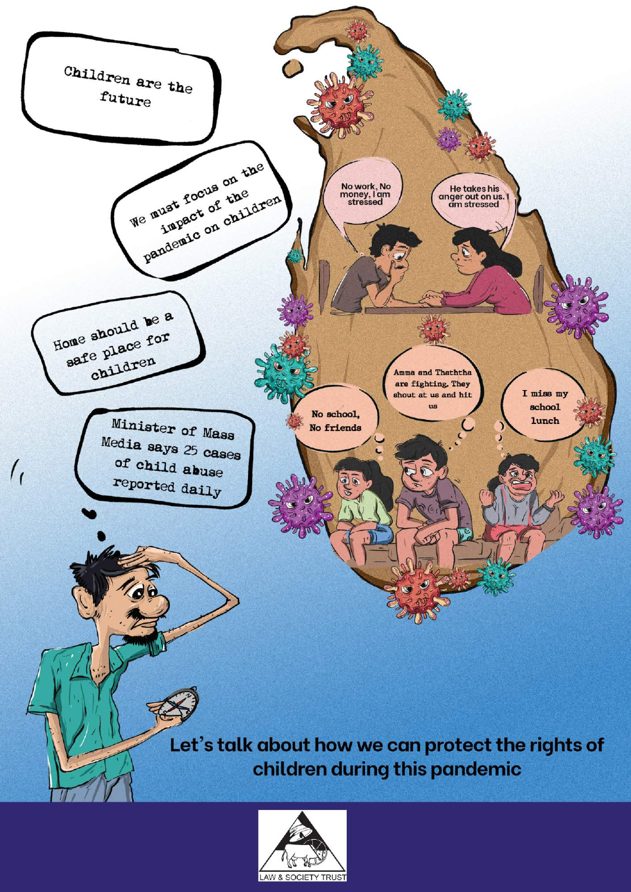Children are the future

We must focus on the impact of the pandemic on children

Home should be a safe place for children

Minister of Mass Media says 25 cases of child abuse reported daily

No work, No money, I am stressed

He takes his anger out on us. I am stressed

No school, No friends

Amma and Thaththa are fighting. They shout at us and hit us

I miss my school lunch

**Let's talk about how we can protect the rights of children during this pandemic**

LAW & SOCIETY TRUST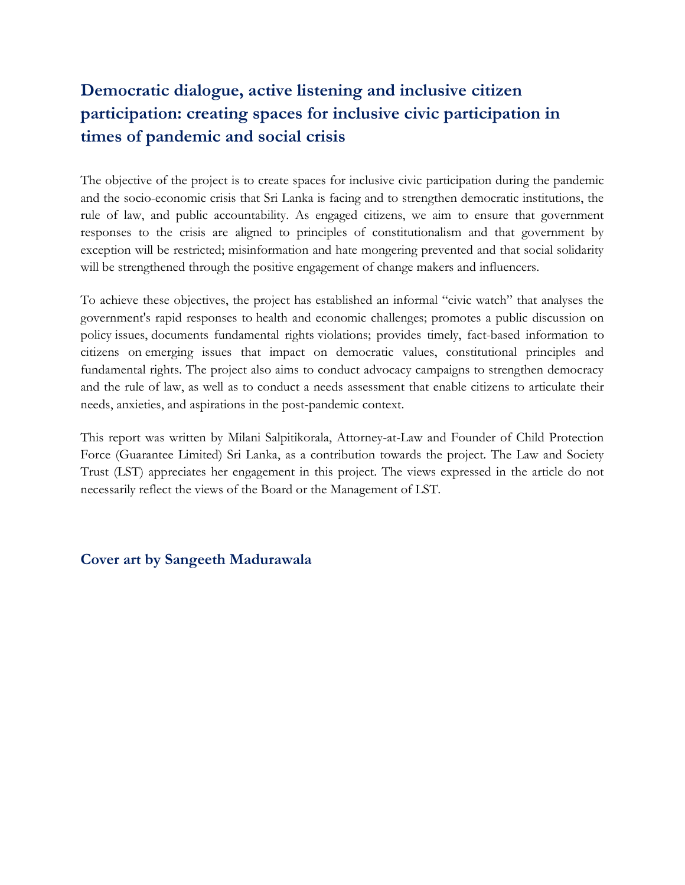## Democratic dialogue, active listening and inclusive citizen participation: creating spaces for inclusive civic participation in times of pandemic and social crisis

The objective of the project is to create spaces for inclusive civic participation during the pandemic and the socio-economic crisis that Sri Lanka is facing and to strengthen democratic institutions, the rule of law, and public accountability. As engaged citizens, we aim to ensure that government responses to the crisis are aligned to principles of constitutionalism and that government by exception will be restricted; misinformation and hate mongering prevented and that social solidarity will be strengthened through the positive engagement of change makers and influencers.

To achieve these objectives, the project has established an informal "civic watch" that analyses the government's rapid responses to health and economic challenges; promotes a public discussion on policy issues, documents fundamental rights violations; provides timely, fact-based information to citizens on emerging issues that impact on democratic values, constitutional principles and fundamental rights. The project also aims to conduct advocacy campaigns to strengthen democracy and the rule of law, as well as to conduct a needs assessment that enable citizens to articulate their needs, anxieties, and aspirations in the post-pandemic context.

This report was written by Milani Salpitikorala, Attorney-at-Law and Founder of Child Protection Force (Guarantee Limited) Sri Lanka, as a contribution towards the project. The Law and Society Trust (LST) appreciates her engagement in this project. The views expressed in the article do not necessarily reflect the views of the Board or the Management of LST.

**Cover art by Sangeeth Madurawala**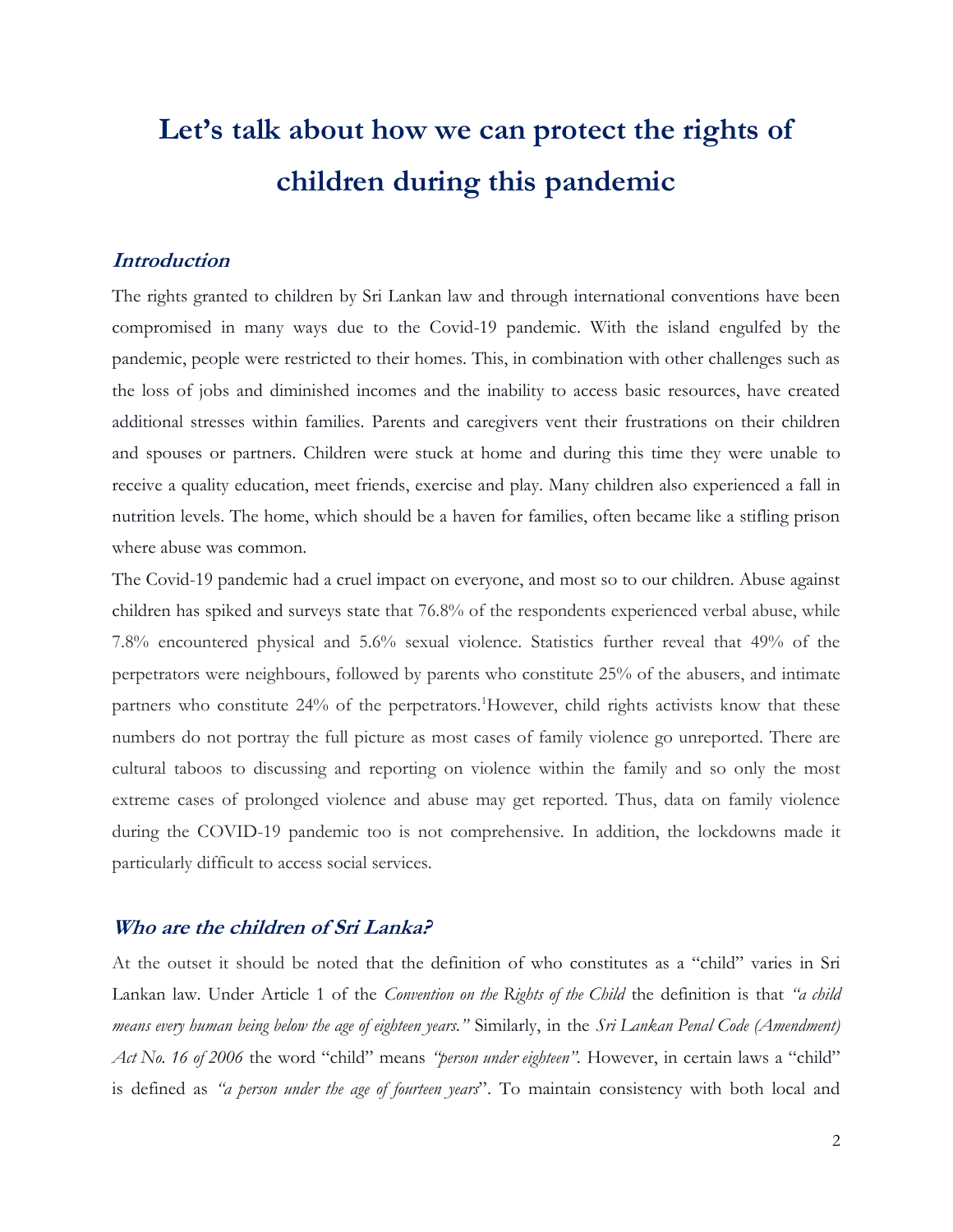# Let's talk about how we can protect the rights of children during this pandemic

## *Introduction*

The rights granted to children by Sri Lankan law and through international conventions have been compromised in many ways due to the Covid-19 pandemic. With the island engulfed by the pandemic, people were restricted to their homes. This, in combination with other challenges such as the loss of jobs and diminished incomes and the inability to access basic resources, have created additional stresses within families. Parents and caregivers vent their frustrations on their children and spouses or partners. Children were stuck at home and during this time they were unable to receive a quality education, meet friends, exercise and play. Many children also experienced a fall in nutrition levels. The home, which should be a haven for families, often became like a stifling prison where abuse was common.

The Covid-19 pandemic had a cruel impact on everyone, and most so to our children. Abuse against children has spiked and surveys state that 76.8% of the respondents experienced verbal abuse, while 7.8% encountered physical and 5.6% sexual violence. Statistics further reveal that 49% of the perpetrators were neighbours, followed by parents who constitute 25% of the abusers, and intimate partners who constitute 24% of the perpetrators.[1]However, child rights activists know that these numbers do not portray the full picture as most cases of family violence go unreported. There are cultural taboos to discussing and reporting on violence within the family and so only the most extreme cases of prolonged violence and abuse may get reported. Thus, data on family violence during the COVID-19 pandemic too is not comprehensive. In addition, the lockdowns made it particularly difficult to access social services.

## *Who are the children of Sri Lanka?*

At the outset it should be noted that the definition of who constitutes as a "child" varies in Sri Lankan law. Under Article 1 of the *Convention on the Rights of the Child* the definition is that *"a child means every human being below the age of eighteen years."* Similarly, in the *Sri Lankan Penal Code (Amendment) Act No. 16 of 2006* the word "child" means *"person under eighteen"*. However, in certain laws a "child" is defined as *"a person under the age of fourteen years*". To maintain consistency with both local and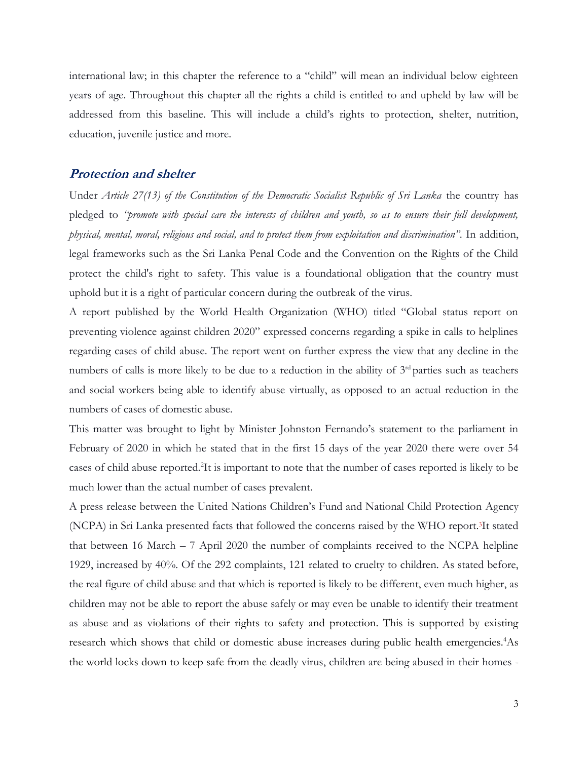international law; in this chapter the reference to a "child" will mean an individual below eighteen years of age. Throughout this chapter all the rights a child is entitled to and upheld by law will be addressed from this baseline. This will include a child's rights to protection, shelter, nutrition, education, juvenile justice and more.

## Protection and shelter

Under *Article 27(13) of the Constitution of the Democratic Socialist Republic of Sri Lanka* the country has pledged to *"promote with special care the interests of children and youth, so as to ensure their full development, physical, mental, moral, religious and social, and to protect them from exploitation and discrimination"*. In addition, legal frameworks such as the Sri Lanka Penal Code and the Convention on the Rights of the Child protect the child's right to safety. This value is a foundational obligation that the country must uphold but it is a right of particular concern during the outbreak of the virus.

A report published by the World Health Organization (WHO) titled "Global status report on preventing violence against children 2020" expressed concerns regarding a spike in calls to helplines regarding cases of child abuse. The report went on further express the view that any decline in the numbers of calls is more likely to be due to a reduction in the ability of 3rd parties such as teachers and social workers being able to identify abuse virtually, as opposed to an actual reduction in the numbers of cases of domestic abuse.

This matter was brought to light by Minister Johnston Fernando's statement to the parliament in February of 2020 in which he stated that in the first 15 days of the year 2020 there were over 54 cases of child abuse reported.[2] It is important to note that the number of cases reported is likely to be much lower than the actual number of cases prevalent.

A press release between the United Nations Children's Fund and National Child Protection Agency (NCPA) in Sri Lanka presented facts that followed the concerns raised by the WHO report.[3] It stated that between 16 March – 7 April 2020 the number of complaints received to the NCPA helpline 1929, increased by 40%. Of the 292 complaints, 121 related to cruelty to children. As stated before, the real figure of child abuse and that which is reported is likely to be different, even much higher, as children may not be able to report the abuse safely or may even be unable to identify their treatment as abuse and as violations of their rights to safety and protection. This is supported by existing research which shows that child or domestic abuse increases during public health emergencies.[4] As the world locks down to keep safe from the deadly virus, children are being abused in their homes -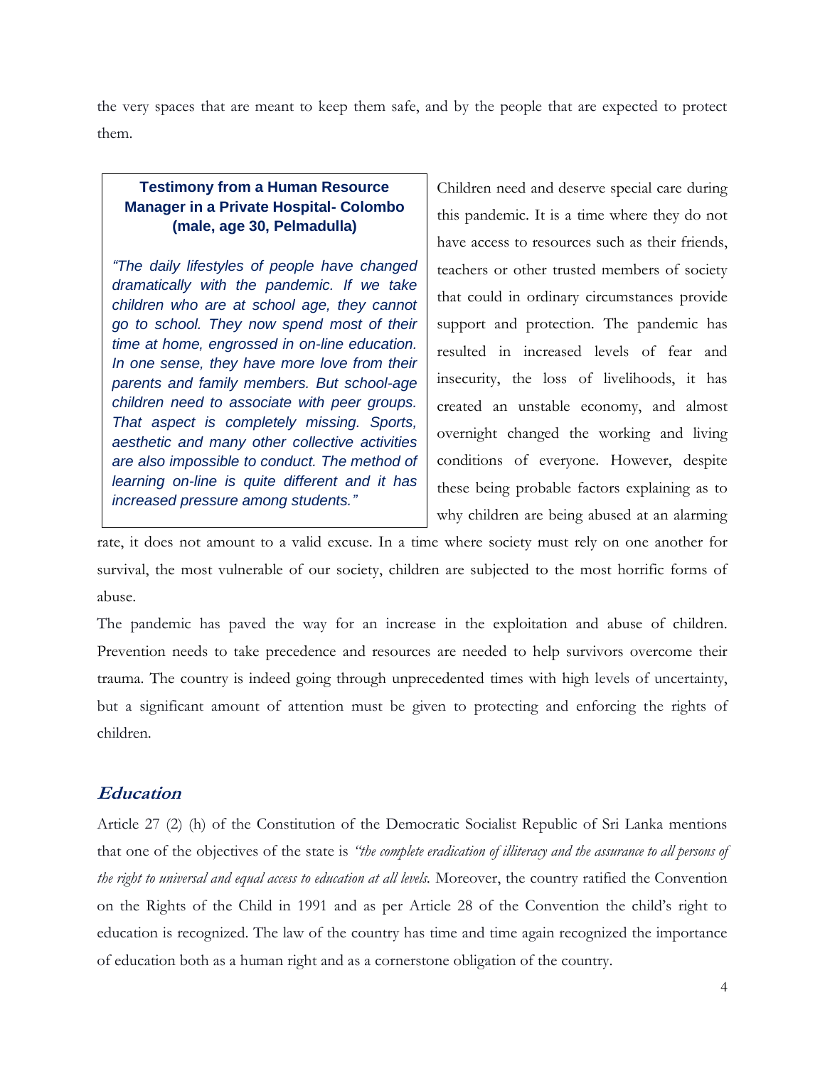the very spaces that are meant to keep them safe, and by the people that are expected to protect them.

> **Testimony from a Human Resource Manager in a Private Hospital- Colombo (male, age 30, Pelmadulla)**
>
> *"The daily lifestyles of people have changed dramatically with the pandemic. If we take children who are at school age, they cannot go to school. They now spend most of their time at home, engrossed in on-line education. In one sense, they have more love from their parents and family members. But school-age children need to associate with peer groups. That aspect is completely missing. Sports, aesthetic and many other collective activities are also impossible to conduct. The method of learning on-line is quite different and it has increased pressure among students."*

Children need and deserve special care during this pandemic. It is a time where they do not have access to resources such as their friends, teachers or other trusted members of society that could in ordinary circumstances provide support and protection. The pandemic has resulted in increased levels of fear and insecurity, the loss of livelihoods, it has created an unstable economy, and almost overnight changed the working and living conditions of everyone. However, despite these being probable factors explaining as to why children are being abused at an alarming rate, it does not amount to a valid excuse. In a time where society must rely on one another for survival, the most vulnerable of our society, children are subjected to the most horrific forms of abuse.

The pandemic has paved the way for an increase in the exploitation and abuse of children. Prevention needs to take precedence and resources are needed to help survivors overcome their trauma. The country is indeed going through unprecedented times with high levels of uncertainty, but a significant amount of attention must be given to protecting and enforcing the rights of children.

## *Education*

Article 27 (2) (h) of the Constitution of the Democratic Socialist Republic of Sri Lanka mentions that one of the objectives of the state is *"the complete eradication of illiteracy and the assurance to all persons of the right to universal and equal access to education at all levels.* Moreover, the country ratified the Convention on the Rights of the Child in 1991 and as per Article 28 of the Convention the child's right to education is recognized. The law of the country has time and time again recognized the importance of education both as a human right and as a cornerstone obligation of the country.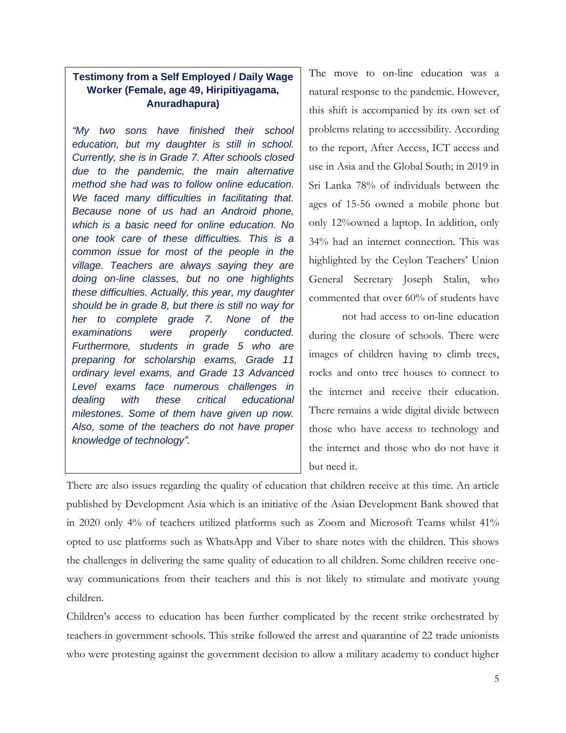**Testimony from a Self Employed / Daily Wage Worker (Female, age 49, Hiripitiyagama, Anuradhapura)**

*"My two sons have finished their school education, but my daughter is still in school. Currently, she is in Grade 7. After schools closed due to the pandemic, the main alternative method she had was to follow online education. We faced many difficulties in facilitating that. Because none of us had an Android phone, which is a basic need for online education. No one took care of these difficulties. This is a common issue for most of the people in the village. Teachers are always saying they are doing on-line classes, but no one highlights these difficulties. Actually, this year, my daughter should be in grade 8, but there is still no way for her to complete grade 7. None of the examinations were properly conducted. Furthermore, students in grade 5 who are preparing for scholarship exams, Grade 11 ordinary level exams, and Grade 13 Advanced Level exams face numerous challenges in dealing with these critical educational milestones. Some of them have given up now. Also, some of the teachers do not have proper knowledge of technology".*

The move to on-line education was a natural response to the pandemic. However, this shift is accompanied by its own set of problems relating to accessibility. According to the report, After Access, ICT access and use in Asia and the Global South; in 2019 in Sri Lanka 78% of individuals between the ages of 15-56 owned a mobile phone but only 12%owned a laptop. In addition, only 34% had an internet connection. This was highlighted by the Ceylon Teachers' Union General Secretary Joseph Stalin, who commented that over 60% of students have not had access to on-line education during the closure of schools. There were images of children having to climb trees, rocks and onto tree houses to connect to the internet and receive their education. There remains a wide digital divide between those who have access to technology and the internet and those who do not have it but need it.

There are also issues regarding the quality of education that children receive at this time. An article published by Development Asia which is an initiative of the Asian Development Bank showed that in 2020 only 4% of teachers utilized platforms such as Zoom and Microsoft Teams whilst 41% opted to use platforms such as WhatsApp and Viber to share notes with the children. This shows the challenges in delivering the same quality of education to all children. Some children receive one-way communications from their teachers and this is not likely to stimulate and motivate young children.

Children's access to education has been further complicated by the recent strike orchestrated by teachers in government schools. This strike followed the arrest and quarantine of 22 trade unionists who were protesting against the government decision to allow a military academy to conduct higher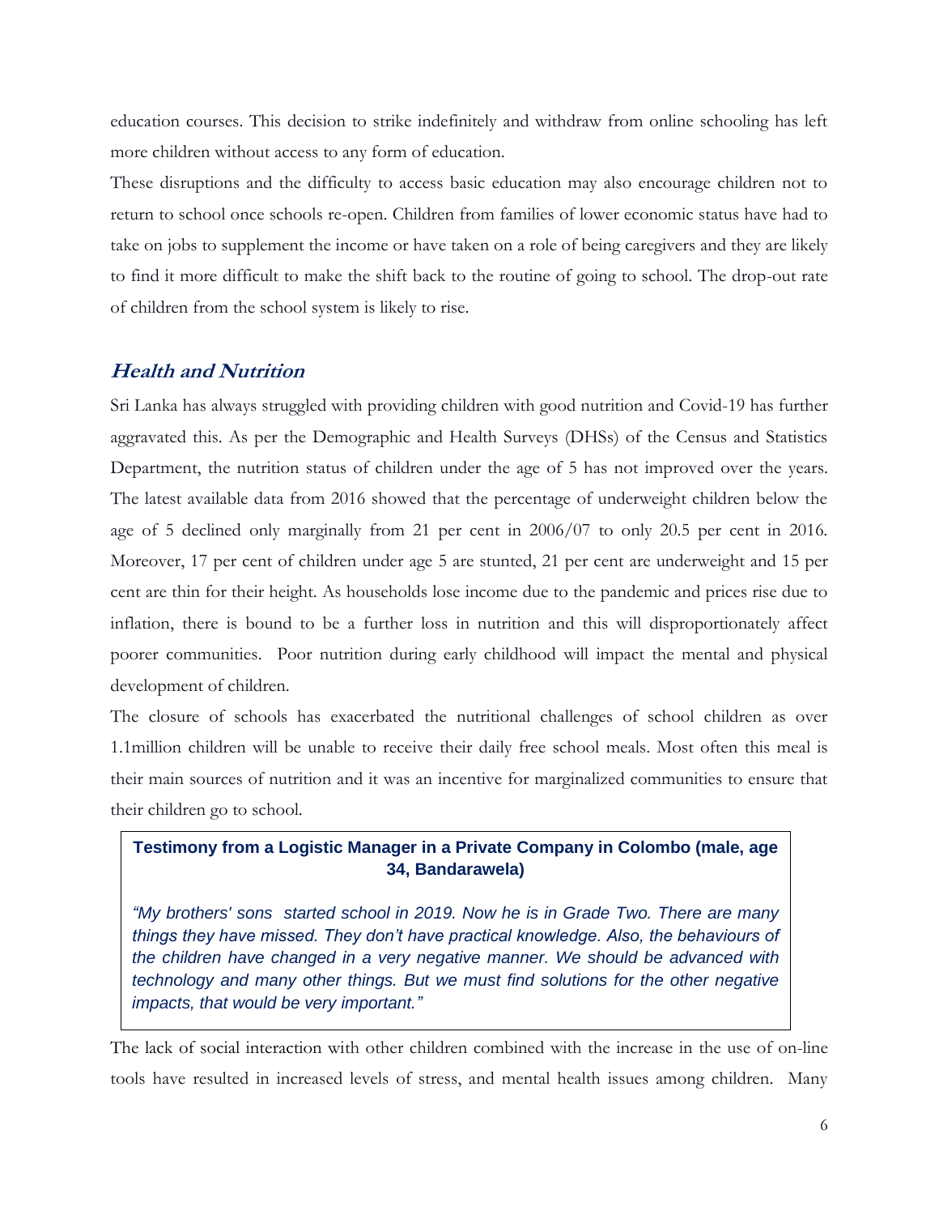education courses. This decision to strike indefinitely and withdraw from online schooling has left more children without access to any form of education.

These disruptions and the difficulty to access basic education may also encourage children not to return to school once schools re-open. Children from families of lower economic status have had to take on jobs to supplement the income or have taken on a role of being caregivers and they are likely to find it more difficult to make the shift back to the routine of going to school. The drop-out rate of children from the school system is likely to rise.

## Health and Nutrition

Sri Lanka has always struggled with providing children with good nutrition and Covid-19 has further aggravated this. As per the Demographic and Health Surveys (DHSs) of the Census and Statistics Department, the nutrition status of children under the age of 5 has not improved over the years. The latest available data from 2016 showed that the percentage of underweight children below the age of 5 declined only marginally from 21 per cent in 2006/07 to only 20.5 per cent in 2016. Moreover, 17 per cent of children under age 5 are stunted, 21 per cent are underweight and 15 per cent are thin for their height. As households lose income due to the pandemic and prices rise due to inflation, there is bound to be a further loss in nutrition and this will disproportionately affect poorer communities. Poor nutrition during early childhood will impact the mental and physical development of children.

The closure of schools has exacerbated the nutritional challenges of school children as over 1.1million children will be unable to receive their daily free school meals. Most often this meal is their main sources of nutrition and it was an incentive for marginalized communities to ensure that their children go to school.

> **Testimony from a Logistic Manager in a Private Company in Colombo (male, age 34, Bandarawela)**
>
> *"My brothers' sons started school in 2019. Now he is in Grade Two. There are many things they have missed. They don't have practical knowledge. Also, the behaviours of the children have changed in a very negative manner. We should be advanced with technology and many other things. But we must find solutions for the other negative impacts, that would be very important."*

The lack of social interaction with other children combined with the increase in the use of on-line tools have resulted in increased levels of stress, and mental health issues among children. Many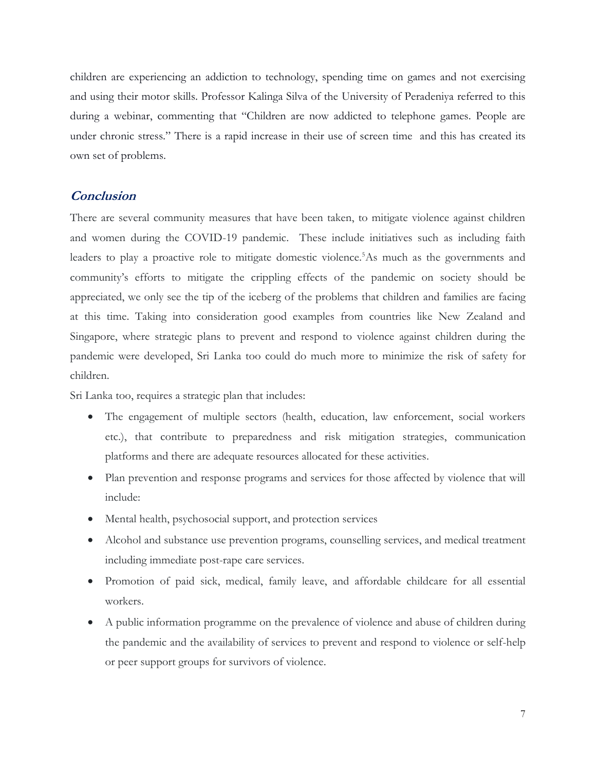children are experiencing an addiction to technology, spending time on games and not exercising and using their motor skills. Professor Kalinga Silva of the University of Peradeniya referred to this during a webinar, commenting that "Children are now addicted to telephone games. People are under chronic stress." There is a rapid increase in their use of screen time and this has created its own set of problems.

## *Conclusion*

There are several community measures that have been taken, to mitigate violence against children and women during the COVID-19 pandemic. These include initiatives such as including faith leaders to play a proactive role to mitigate domestic violence.[5] As much as the governments and community's efforts to mitigate the crippling effects of the pandemic on society should be appreciated, we only see the tip of the iceberg of the problems that children and families are facing at this time. Taking into consideration good examples from countries like New Zealand and Singapore, where strategic plans to prevent and respond to violence against children during the pandemic were developed, Sri Lanka too could do much more to minimize the risk of safety for children.

Sri Lanka too, requires a strategic plan that includes:

- The engagement of multiple sectors (health, education, law enforcement, social workers etc.), that contribute to preparedness and risk mitigation strategies, communication platforms and there are adequate resources allocated for these activities.
- Plan prevention and response programs and services for those affected by violence that will include:
- Mental health, psychosocial support, and protection services
- Alcohol and substance use prevention programs, counselling services, and medical treatment including immediate post-rape care services.
- Promotion of paid sick, medical, family leave, and affordable childcare for all essential workers.
- A public information programme on the prevalence of violence and abuse of children during the pandemic and the availability of services to prevent and respond to violence or self-help or peer support groups for survivors of violence.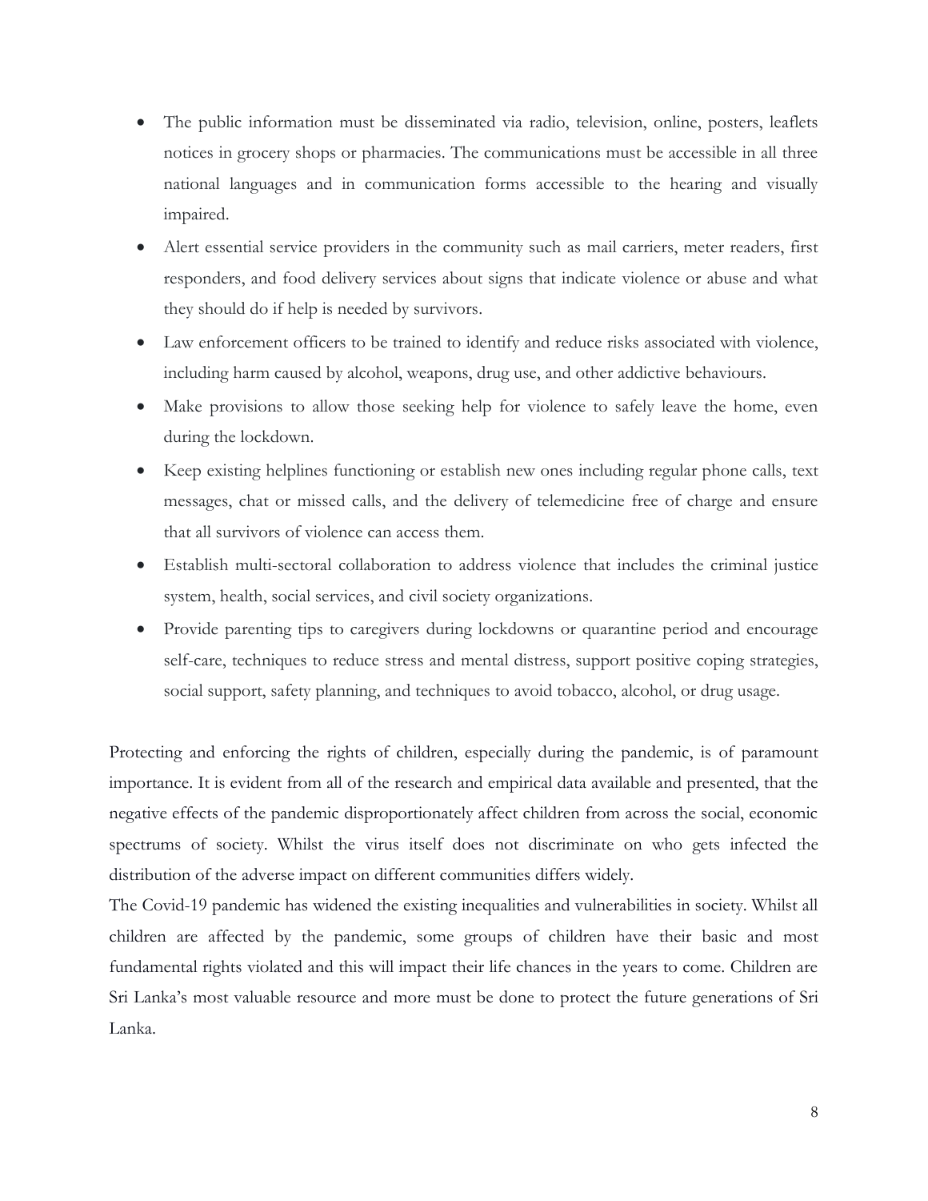- The public information must be disseminated via radio, television, online, posters, leaflets notices in grocery shops or pharmacies. The communications must be accessible in all three national languages and in communication forms accessible to the hearing and visually impaired.
- Alert essential service providers in the community such as mail carriers, meter readers, first responders, and food delivery services about signs that indicate violence or abuse and what they should do if help is needed by survivors.
- Law enforcement officers to be trained to identify and reduce risks associated with violence, including harm caused by alcohol, weapons, drug use, and other addictive behaviours.
- Make provisions to allow those seeking help for violence to safely leave the home, even during the lockdown.
- Keep existing helplines functioning or establish new ones including regular phone calls, text messages, chat or missed calls, and the delivery of telemedicine free of charge and ensure that all survivors of violence can access them.
- Establish multi-sectoral collaboration to address violence that includes the criminal justice system, health, social services, and civil society organizations.
- Provide parenting tips to caregivers during lockdowns or quarantine period and encourage self-care, techniques to reduce stress and mental distress, support positive coping strategies, social support, safety planning, and techniques to avoid tobacco, alcohol, or drug usage.

Protecting and enforcing the rights of children, especially during the pandemic, is of paramount importance. It is evident from all of the research and empirical data available and presented, that the negative effects of the pandemic disproportionately affect children from across the social, economic spectrums of society. Whilst the virus itself does not discriminate on who gets infected the distribution of the adverse impact on different communities differs widely.

The Covid-19 pandemic has widened the existing inequalities and vulnerabilities in society. Whilst all children are affected by the pandemic, some groups of children have their basic and most fundamental rights violated and this will impact their life chances in the years to come. Children are Sri Lanka's most valuable resource and more must be done to protect the future generations of Sri Lanka.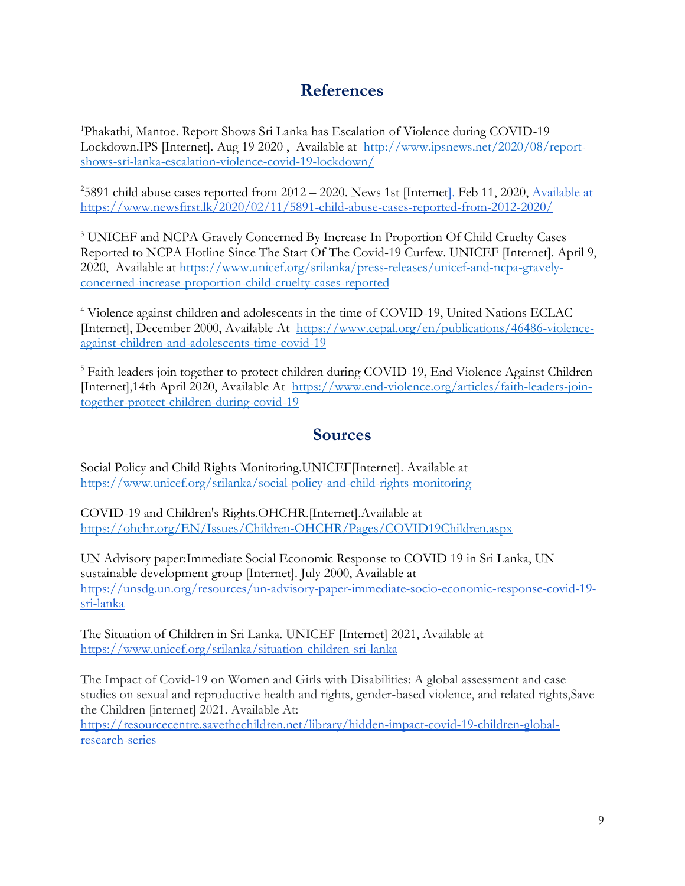## References

[1]Phakathi, Mantoe. Report Shows Sri Lanka has Escalation of Violence during COVID-19 Lockdown.IPS [Internet]. Aug 19 2020 , Available at http://www.ipsnews.net/2020/08/report-shows-sri-lanka-escalation-violence-covid-19-lockdown/

[2]5891 child abuse cases reported from 2012 – 2020. News 1st [Internet]. Feb 11, 2020, Available at https://www.newsfirst.lk/2020/02/11/5891-child-abuse-cases-reported-from-2012-2020/

[3] UNICEF and NCPA Gravely Concerned By Increase In Proportion Of Child Cruelty Cases Reported to NCPA Hotline Since The Start Of The Covid-19 Curfew. UNICEF [Internet]. April 9, 2020, Available at https://www.unicef.org/srilanka/press-releases/unicef-and-ncpa-gravely-concerned-increase-proportion-child-cruelty-cases-reported

[4] Violence against children and adolescents in the time of COVID-19, United Nations ECLAC [Internet], December 2000, Available At https://www.cepal.org/en/publications/46486-violence-against-children-and-adolescents-time-covid-19

[5] Faith leaders join together to protect children during COVID-19, End Violence Against Children [Internet],14th April 2020, Available At https://www.end-violence.org/articles/faith-leaders-join-together-protect-children-during-covid-19

## Sources

Social Policy and Child Rights Monitoring.UNICEF[Internet]. Available at https://www.unicef.org/srilanka/social-policy-and-child-rights-monitoring

COVID-19 and Children's Rights.OHCHR.[Internet].Available at https://ohchr.org/EN/Issues/Children-OHCHR/Pages/COVID19Children.aspx

UN Advisory paper:Immediate Social Economic Response to COVID 19 in Sri Lanka, UN sustainable development group [Internet]. July 2000, Available at https://unsdg.un.org/resources/un-advisory-paper-immediate-socio-economic-response-covid-19-sri-lanka

The Situation of Children in Sri Lanka. UNICEF [Internet] 2021, Available at https://www.unicef.org/srilanka/situation-children-sri-lanka

The Impact of Covid-19 on Women and Girls with Disabilities: A global assessment and case studies on sexual and reproductive health and rights, gender-based violence, and related rights,Save the Children [internet] 2021. Available At: https://resourcecentre.savethechildren.net/library/hidden-impact-covid-19-children-global-research-series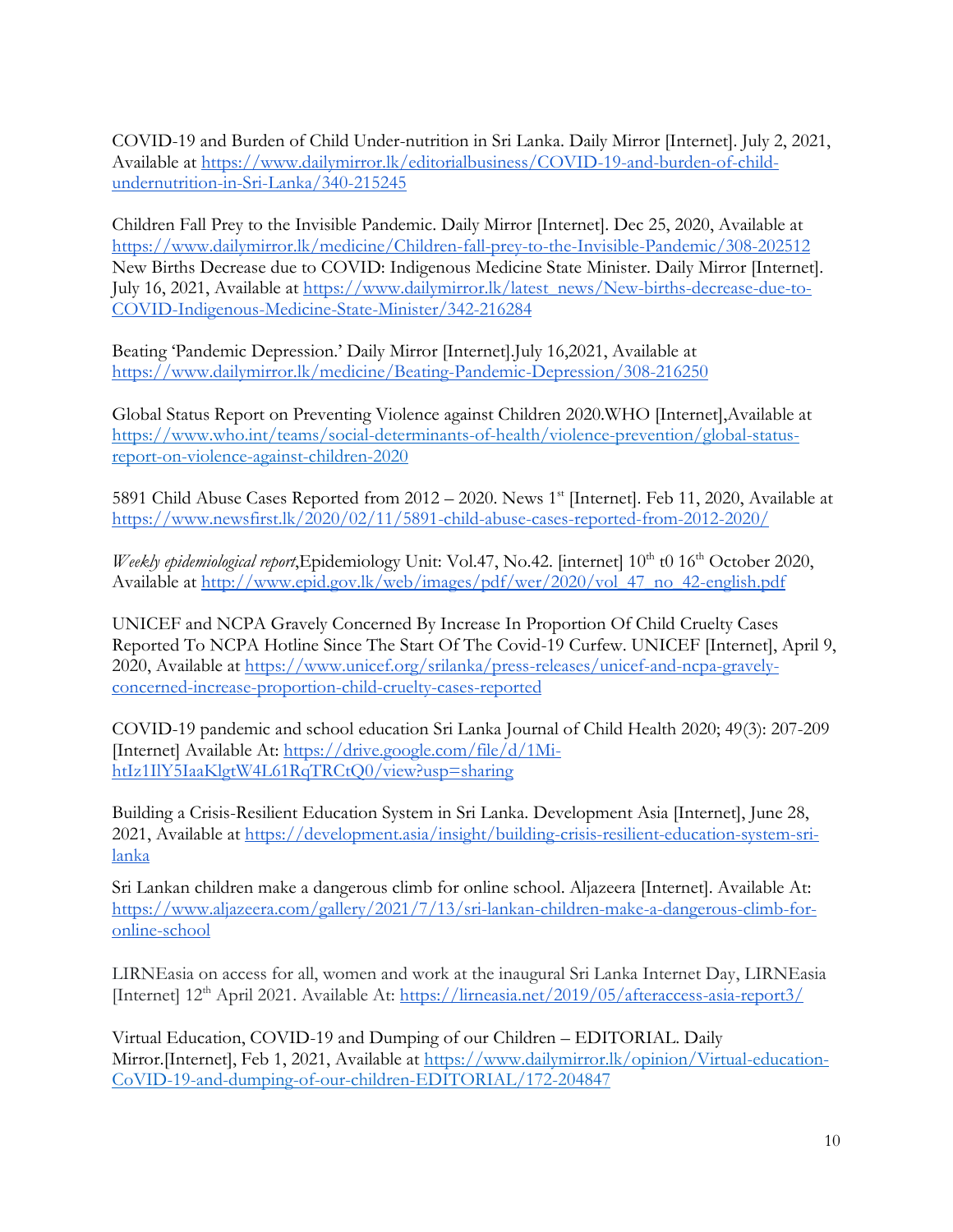COVID-19 and Burden of Child Under-nutrition in Sri Lanka. Daily Mirror [Internet]. July 2, 2021, Available at https://www.dailymirror.lk/editorialbusiness/COVID-19-and-burden-of-child-undernutrition-in-Sri-Lanka/340-215245

Children Fall Prey to the Invisible Pandemic. Daily Mirror [Internet]. Dec 25, 2020, Available at https://www.dailymirror.lk/medicine/Children-fall-prey-to-the-Invisible-Pandemic/308-202512
New Births Decrease due to COVID: Indigenous Medicine State Minister. Daily Mirror [Internet]. July 16, 2021, Available at https://www.dailymirror.lk/latest_news/New-births-decrease-due-to-COVID-Indigenous-Medicine-State-Minister/342-216284

Beating 'Pandemic Depression.' Daily Mirror [Internet].July 16,2021, Available at https://www.dailymirror.lk/medicine/Beating-Pandemic-Depression/308-216250

Global Status Report on Preventing Violence against Children 2020.WHO [Internet],Available at https://www.who.int/teams/social-determinants-of-health/violence-prevention/global-status-report-on-violence-against-children-2020

5891 Child Abuse Cases Reported from 2012 – 2020. News 1[st] [Internet]. Feb 11, 2020, Available at https://www.newsfirst.lk/2020/02/11/5891-child-abuse-cases-reported-from-2012-2020/

*Weekly epidemiological report*,Epidemiology Unit: Vol.47, No.42. [internet] 10[th] t0 16[th] October 2020, Available at http://www.epid.gov.lk/web/images/pdf/wer/2020/vol_47_no_42-english.pdf

UNICEF and NCPA Gravely Concerned By Increase In Proportion Of Child Cruelty Cases Reported To NCPA Hotline Since The Start Of The Covid-19 Curfew. UNICEF [Internet], April 9, 2020, Available at https://www.unicef.org/srilanka/press-releases/unicef-and-ncpa-gravely-concerned-increase-proportion-child-cruelty-cases-reported

COVID-19 pandemic and school education Sri Lanka Journal of Child Health 2020; 49(3): 207-209 [Internet] Available At: https://drive.google.com/file/d/1Mi-htIz1IlY5IaaKlgtW4L61RqTRCtQ0/view?usp=sharing

Building a Crisis-Resilient Education System in Sri Lanka. Development Asia [Internet], June 28, 2021, Available at https://development.asia/insight/building-crisis-resilient-education-system-sri-lanka

Sri Lankan children make a dangerous climb for online school. Aljazeera [Internet]. Available At: https://www.aljazeera.com/gallery/2021/7/13/sri-lankan-children-make-a-dangerous-climb-for-online-school

LIRNEasia on access for all, women and work at the inaugural Sri Lanka Internet Day, LIRNEasia [Internet] 12[th] April 2021. Available At: https://lirneasia.net/2019/05/afteraccess-asia-report3/

Virtual Education, COVID-19 and Dumping of our Children – EDITORIAL. Daily Mirror.[Internet], Feb 1, 2021, Available at https://www.dailymirror.lk/opinion/Virtual-education-CoVID-19-and-dumping-of-our-children-EDITORIAL/172-204847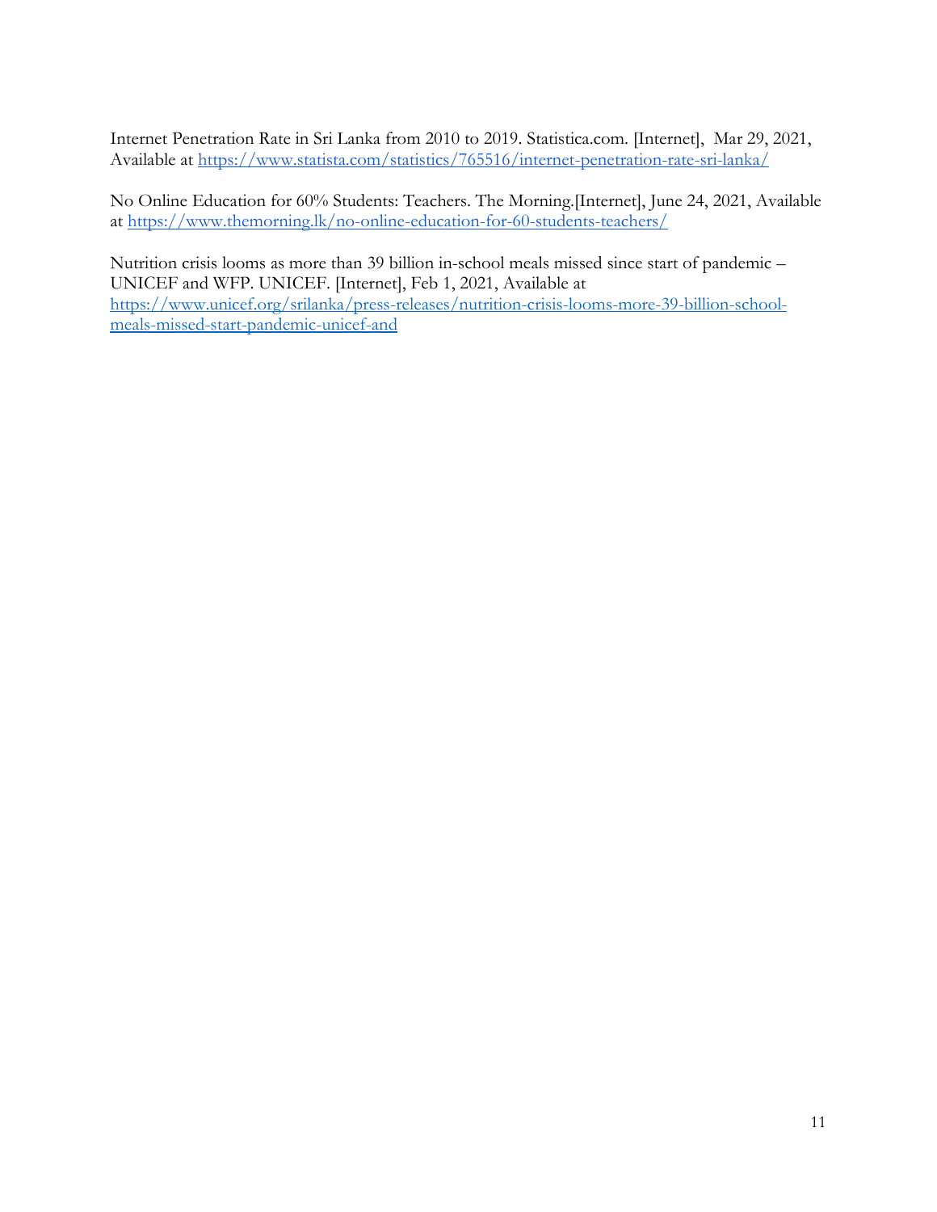Internet Penetration Rate in Sri Lanka from 2010 to 2019. Statistica.com. [Internet], Mar 29, 2021, Available at https://www.statista.com/statistics/765516/internet-penetration-rate-sri-lanka/

No Online Education for 60% Students: Teachers. The Morning.[Internet], June 24, 2021, Available at https://www.themorning.lk/no-online-education-for-60-students-teachers/

Nutrition crisis looms as more than 39 billion in-school meals missed since start of pandemic – UNICEF and WFP. UNICEF. [Internet], Feb 1, 2021, Available at https://www.unicef.org/srilanka/press-releases/nutrition-crisis-looms-more-39-billion-school-meals-missed-start-pandemic-unicef-and